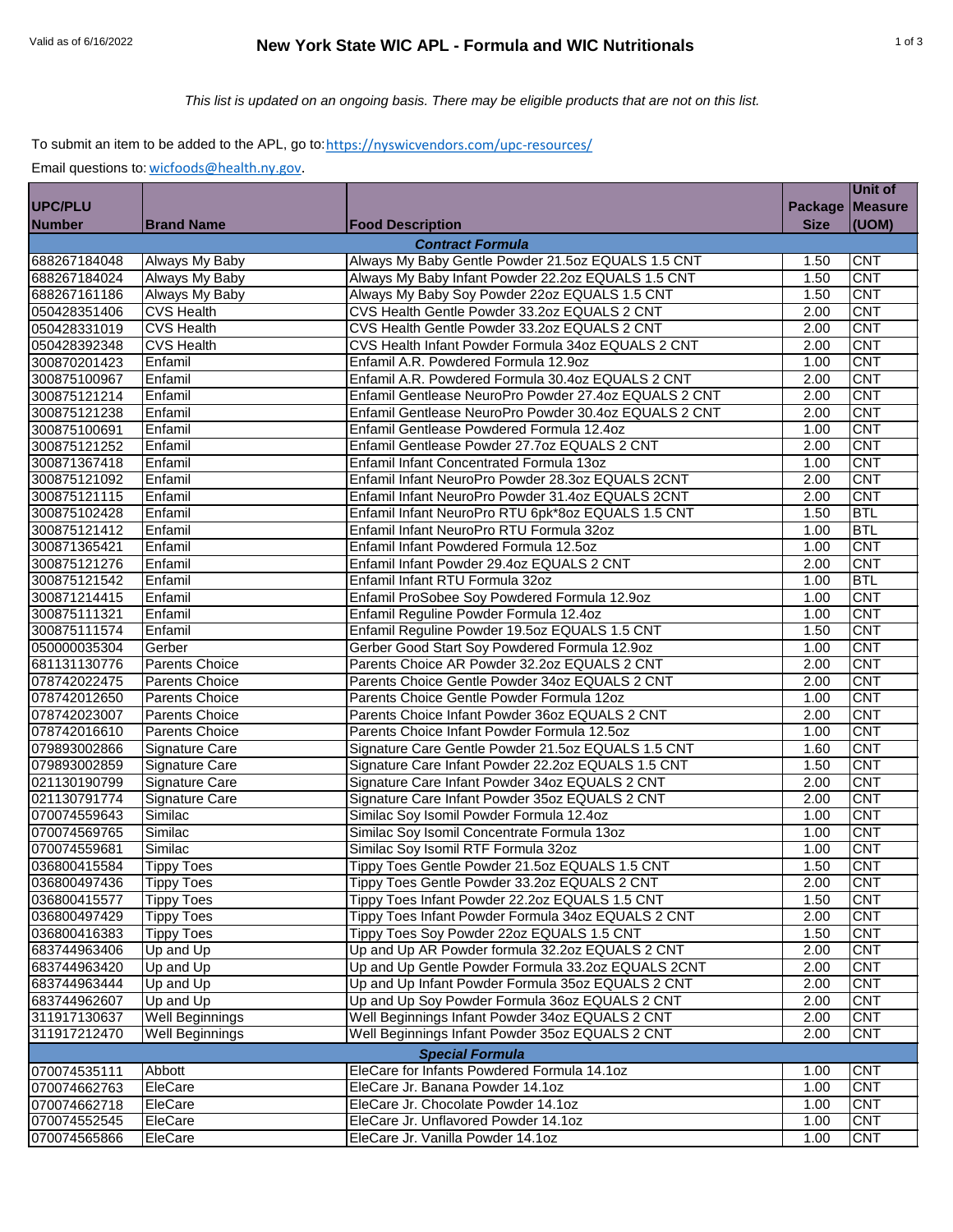Valid as of 6/16/2022

# New York State WIC APL - Formula and WIC Nutritionals

*This list is updated on an ongoing basis. There may be eligible products that are not on this list.*

To submit an item to be added to the APL, go to: https://nyswicvendors.com/upc-resources/

Email questions to: wicfoods@health.ny.gov.

| UPC/PLU Number | Brand Name | Food Description | Package Size | Unit of Measure (UOM) |
|---|---|---|---|---|
| **Contract Formula** | | | | |
| 688267184048 | Always My Baby | Always My Baby Gentle Powder 21.5oz EQUALS 1.5 CNT | 1.50 | CNT |
| 688267184024 | Always My Baby | Always My Baby Infant Powder 22.2oz EQUALS 1.5 CNT | 1.50 | CNT |
| 688267161186 | Always My Baby | Always My Baby Soy Powder 22oz EQUALS 1.5 CNT | 1.50 | CNT |
| 050428351406 | CVS Health | CVS Health Gentle Powder 33.2oz EQUALS 2 CNT | 2.00 | CNT |
| 050428331019 | CVS Health | CVS Health Gentle Powder 33.2oz EQUALS 2 CNT | 2.00 | CNT |
| 050428392348 | CVS Health | CVS Health Infant Powder Formula 34oz EQUALS 2 CNT | 2.00 | CNT |
| 300870201423 | Enfamil | Enfamil A.R. Powdered Formula 12.9oz | 1.00 | CNT |
| 300875100967 | Enfamil | Enfamil A.R. Powdered Formula 30.4oz EQUALS 2 CNT | 2.00 | CNT |
| 300875121214 | Enfamil | Enfamil Gentlease NeuroPro Powder 27.4oz EQUALS 2 CNT | 2.00 | CNT |
| 300875121238 | Enfamil | Enfamil Gentlease NeuroPro Powder 30.4oz EQUALS 2 CNT | 2.00 | CNT |
| 300875100691 | Enfamil | Enfamil Gentlease Powdered Formula 12.4oz | 1.00 | CNT |
| 300875121252 | Enfamil | Enfamil Gentlease Powder 27.7oz EQUALS 2 CNT | 2.00 | CNT |
| 300871367418 | Enfamil | Enfamil Infant Concentrated Formula 13oz | 1.00 | CNT |
| 300875121092 | Enfamil | Enfamil Infant NeuroPro Powder 28.3oz EQUALS 2CNT | 2.00 | CNT |
| 300875121115 | Enfamil | Enfamil Infant NeuroPro Powder 31.4oz EQUALS 2CNT | 2.00 | CNT |
| 300875102428 | Enfamil | Enfamil Infant NeuroPro RTU 6pk*8oz EQUALS 1.5 CNT | 1.50 | BTL |
| 300875121412 | Enfamil | Enfamil Infant NeuroPro RTU Formula 32oz | 1.00 | BTL |
| 300871365421 | Enfamil | Enfamil Infant Powdered Formula 12.5oz | 1.00 | CNT |
| 300875121276 | Enfamil | Enfamil Infant Powder 29.4oz EQUALS 2 CNT | 2.00 | CNT |
| 300875121542 | Enfamil | Enfamil Infant RTU Formula 32oz | 1.00 | BTL |
| 300871214415 | Enfamil | Enfamil ProSobee Soy Powdered Formula 12.9oz | 1.00 | CNT |
| 300875111321 | Enfamil | Enfamil Reguline Powder Formula 12.4oz | 1.00 | CNT |
| 300875111574 | Enfamil | Enfamil Reguline Powder 19.5oz EQUALS 1.5 CNT | 1.50 | CNT |
| 050000035304 | Gerber | Gerber Good Start Soy Powdered Formula 12.9oz | 1.00 | CNT |
| 681131130776 | Parents Choice | Parents Choice AR Powder 32.2oz EQUALS 2 CNT | 2.00 | CNT |
| 078742022475 | Parents Choice | Parents Choice Gentle Powder 34oz EQUALS 2 CNT | 2.00 | CNT |
| 078742012650 | Parents Choice | Parents Choice Gentle Powder Formula 12oz | 1.00 | CNT |
| 078742023007 | Parents Choice | Parents Choice Infant Powder 36oz EQUALS 2 CNT | 2.00 | CNT |
| 078742016610 | Parents Choice | Parents Choice Infant Powder Formula 12.5oz | 1.00 | CNT |
| 079893002866 | Signature Care | Signature Care Gentle Powder 21.5oz EQUALS 1.5 CNT | 1.60 | CNT |
| 079893002859 | Signature Care | Signature Care Infant Powder 22.2oz EQUALS 1.5 CNT | 1.50 | CNT |
| 021130190799 | Signature Care | Signature Care Infant Powder 34oz EQUALS 2 CNT | 2.00 | CNT |
| 021130791774 | Signature Care | Signature Care Infant Powder 35oz EQUALS 2 CNT | 2.00 | CNT |
| 070074559643 | Similac | Similac Soy Isomil Powder Formula 12.4oz | 1.00 | CNT |
| 070074569765 | Similac | Similac Soy Isomil Concentrate Formula 13oz | 1.00 | CNT |
| 070074559681 | Similac | Similac Soy Isomil RTF Formula 32oz | 1.00 | CNT |
| 036800415584 | Tippy Toes | Tippy Toes Gentle Powder 21.5oz EQUALS 1.5 CNT | 1.50 | CNT |
| 036800497436 | Tippy Toes | Tippy Toes Gentle Powder 33.2oz EQUALS 2 CNT | 2.00 | CNT |
| 036800415577 | Tippy Toes | Tippy Toes Infant Powder 22.2oz EQUALS 1.5 CNT | 1.50 | CNT |
| 036800497429 | Tippy Toes | Tippy Toes Infant Powder Formula 34oz EQUALS 2 CNT | 2.00 | CNT |
| 036800416383 | Tippy Toes | Tippy Toes Soy Powder 22oz EQUALS 1.5 CNT | 1.50 | CNT |
| 683744963406 | Up and Up | Up and Up AR Powder formula 32.2oz EQUALS 2 CNT | 2.00 | CNT |
| 683744963420 | Up and Up | Up and Up Gentle Powder Formula 33.2oz EQUALS 2CNT | 2.00 | CNT |
| 683744963444 | Up and Up | Up and Up Infant Powder Formula 35oz EQUALS 2 CNT | 2.00 | CNT |
| 683744962607 | Up and Up | Up and Up Soy Powder Formula 36oz EQUALS 2 CNT | 2.00 | CNT |
| 311917130637 | Well Beginnings | Well Beginnings Infant Powder 34oz EQUALS 2 CNT | 2.00 | CNT |
| 311917212470 | Well Beginnings | Well Beginnings Infant Powder 35oz EQUALS 2 CNT | 2.00 | CNT |
| **Special Formula** | | | | |
| 070074535111 | Abbott | EleCare for Infants Powdered Formula 14.1oz | 1.00 | CNT |
| 070074662763 | EleCare | EleCare Jr. Banana Powder 14.1oz | 1.00 | CNT |
| 070074662718 | EleCare | EleCare Jr. Chocolate Powder 14.1oz | 1.00 | CNT |
| 070074552545 | EleCare | EleCare Jr. Unflavored Powder 14.1oz | 1.00 | CNT |
| 070074565866 | EleCare | EleCare Jr. Vanilla Powder 14.1oz | 1.00 | CNT |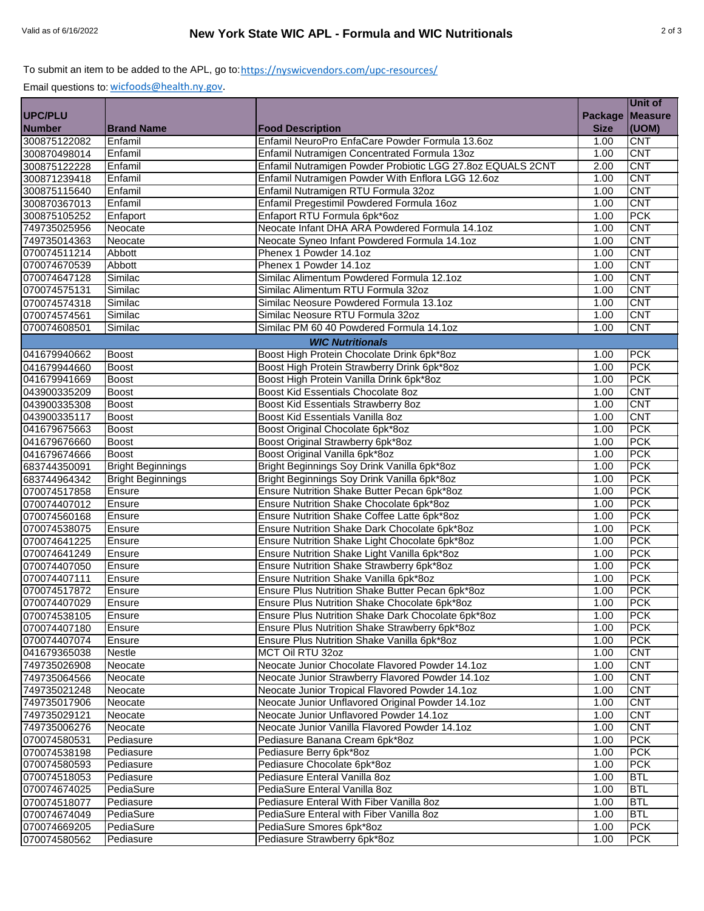To submit an item to be added to the APL, go to: https://nyswicvendors.com/upc-resources/

Email questions to: wicfoods@health.ny.gov.

| UPC/PLU Number | Brand Name | Food Description | Package Size | Unit of Measure (UOM) |
|---|---|---|---|---|
| 300875122082 | Enfamil | Enfamil NeuroPro EnfaCare Powder Formula 13.6oz | 1.00 | CNT |
| 300870498014 | Enfamil | Enfamil Nutramigen Concentrated Formula 13oz | 1.00 | CNT |
| 300875122228 | Enfamil | Enfamil Nutramigen Powder Probiotic LGG 27.8oz EQUALS 2CNT | 2.00 | CNT |
| 300871239418 | Enfamil | Enfamil Nutramigen Powder With Enflora LGG 12.6oz | 1.00 | CNT |
| 300875115640 | Enfamil | Enfamil Nutramigen RTU Formula 32oz | 1.00 | CNT |
| 300870367013 | Enfamil | Enfamil Pregestimil Powdered Formula 16oz | 1.00 | CNT |
| 300875105252 | Enfaport | Enfaport RTU Formula 6pk*6oz | 1.00 | PCK |
| 749735025956 | Neocate | Neocate Infant DHA ARA Powdered Formula 14.1oz | 1.00 | CNT |
| 749735014363 | Neocate | Neocate Syneo Infant Powdered Formula 14.1oz | 1.00 | CNT |
| 070074511214 | Abbott | Phenex 1 Powder 14.1oz | 1.00 | CNT |
| 070074670539 | Abbott | Phenex 1 Powder 14.1oz | 1.00 | CNT |
| 070074647128 | Similac | Similac Alimentum Powdered Formula 12.1oz | 1.00 | CNT |
| 070074575131 | Similac | Similac Alimentum RTU Formula 32oz | 1.00 | CNT |
| 070074574318 | Similac | Similac Neosure Powdered Formula 13.1oz | 1.00 | CNT |
| 070074574561 | Similac | Similac Neosure RTU Formula 32oz | 1.00 | CNT |
| 070074608501 | Similac | Similac PM 60 40 Powdered Formula 14.1oz | 1.00 | CNT |
| | | ***WIC Nutritionals*** | | |
| 041679940662 | Boost | Boost High Protein Chocolate Drink 6pk*8oz | 1.00 | PCK |
| 041679944660 | Boost | Boost High Protein Strawberry Drink 6pk*8oz | 1.00 | PCK |
| 041679941669 | Boost | Boost High Protein Vanilla Drink 6pk*8oz | 1.00 | PCK |
| 043900335209 | Boost | Boost Kid Essentials Chocolate 8oz | 1.00 | CNT |
| 043900335308 | Boost | Boost Kid Essentials Strawberry 8oz | 1.00 | CNT |
| 043900335117 | Boost | Boost Kid Essentials Vanilla 8oz | 1.00 | CNT |
| 041679675663 | Boost | Boost Original Chocolate 6pk*8oz | 1.00 | PCK |
| 041679676660 | Boost | Boost Original Strawberry 6pk*8oz | 1.00 | PCK |
| 041679674666 | Boost | Boost Original Vanilla 6pk*8oz | 1.00 | PCK |
| 683744350091 | Bright Beginnings | Bright Beginnings Soy Drink Vanilla 6pk*8oz | 1.00 | PCK |
| 683744964342 | Bright Beginnings | Bright Beginnings Soy Drink Vanilla 6pk*8oz | 1.00 | PCK |
| 070074517858 | Ensure | Ensure Nutrition Shake Butter Pecan 6pk*8oz | 1.00 | PCK |
| 070074407012 | Ensure | Ensure Nutrition Shake Chocolate 6pk*8oz | 1.00 | PCK |
| 070074560168 | Ensure | Ensure Nutrition Shake Coffee Latte 6pk*8oz | 1.00 | PCK |
| 070074538075 | Ensure | Ensure Nutrition Shake Dark Chocolate 6pk*8oz | 1.00 | PCK |
| 070074641225 | Ensure | Ensure Nutrition Shake Light Chocolate 6pk*8oz | 1.00 | PCK |
| 070074641249 | Ensure | Ensure Nutrition Shake Light Vanilla 6pk*8oz | 1.00 | PCK |
| 070074407050 | Ensure | Ensure Nutrition Shake Strawberry 6pk*8oz | 1.00 | PCK |
| 070074407111 | Ensure | Ensure Nutrition Shake Vanilla 6pk*8oz | 1.00 | PCK |
| 070074517872 | Ensure | Ensure Plus Nutrition Shake Butter Pecan 6pk*8oz | 1.00 | PCK |
| 070074407029 | Ensure | Ensure Plus Nutrition Shake Chocolate 6pk*8oz | 1.00 | PCK |
| 070074538105 | Ensure | Ensure Plus Nutrition Shake Dark Chocolate 6pk*8oz | 1.00 | PCK |
| 070074407180 | Ensure | Ensure Plus Nutrition Shake Strawberry 6pk*8oz | 1.00 | PCK |
| 070074407074 | Ensure | Ensure Plus Nutrition Shake Vanilla 6pk*8oz | 1.00 | PCK |
| 041679365038 | Nestle | MCT Oil RTU 32oz | 1.00 | CNT |
| 749735026908 | Neocate | Neocate Junior Chocolate Flavored Powder 14.1oz | 1.00 | CNT |
| 749735064566 | Neocate | Neocate Junior Strawberry Flavored Powder 14.1oz | 1.00 | CNT |
| 749735021248 | Neocate | Neocate Junior Tropical Flavored Powder 14.1oz | 1.00 | CNT |
| 749735017906 | Neocate | Neocate Junior Unflavored Original Powder 14.1oz | 1.00 | CNT |
| 749735029121 | Neocate | Neocate Junior Unflavored Powder 14.1oz | 1.00 | CNT |
| 749735006276 | Neocate | Neocate Junior Vanilla Flavored Powder 14.1oz | 1.00 | CNT |
| 070074580531 | Pediasure | Pediasure Banana Cream 6pk*8oz | 1.00 | PCK |
| 070074538198 | Pediasure | Pediasure Berry 6pk*8oz | 1.00 | PCK |
| 070074580593 | Pediasure | Pediasure Chocolate 6pk*8oz | 1.00 | PCK |
| 070074518053 | Pediasure | Pediasure Enteral Vanilla 8oz | 1.00 | BTL |
| 070074674025 | PediaSure | PediaSure Enteral Vanilla 8oz | 1.00 | BTL |
| 070074518077 | Pediasure | Pediasure Enteral With Fiber Vanilla 8oz | 1.00 | BTL |
| 070074674049 | PediaSure | PediaSure Enteral with Fiber Vanilla 8oz | 1.00 | BTL |
| 070074669205 | PediaSure | PediaSure Smores 6pk*8oz | 1.00 | PCK |
| 070074580562 | Pediasure | Pediasure Strawberry 6pk*8oz | 1.00 | PCK |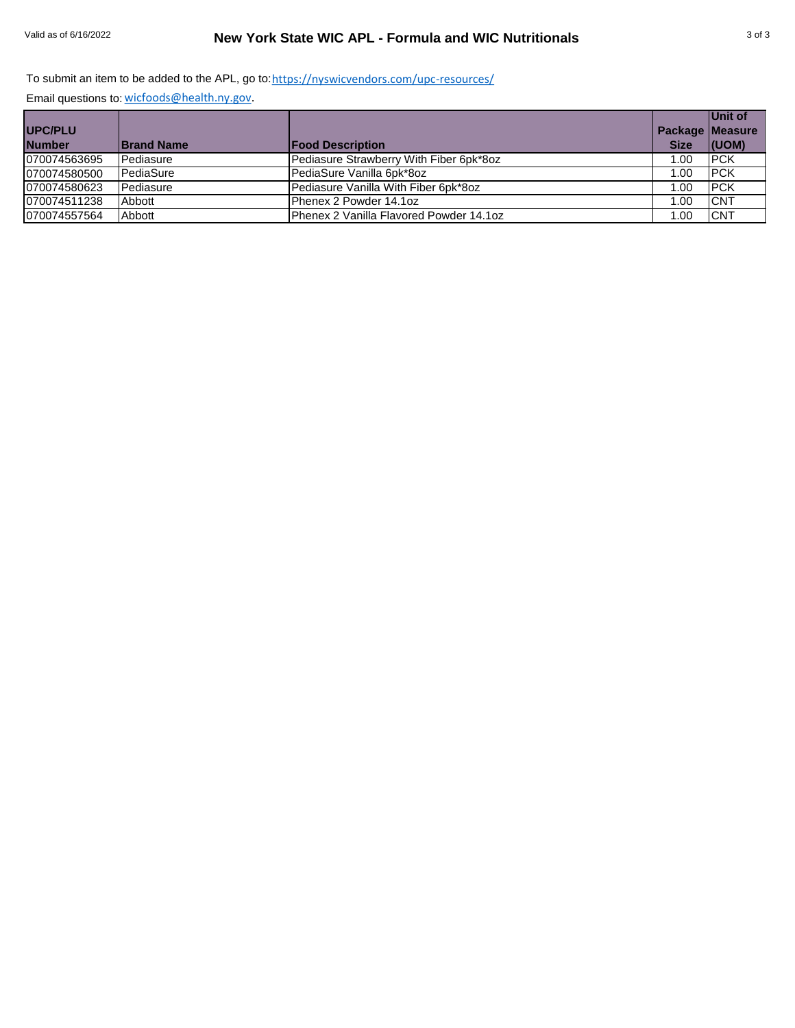To submit an item to be added to the APL, go to: https://nyswicvendors.com/upc-resources/

Email questions to: wicfoods@health.ny.gov.

| UPC/PLU Number | Brand Name | Food Description | Package Size | Unit of Measure (UOM) |
|---|---|---|---|---|
| 070074563695 | Pediasure | Pediasure Strawberry With Fiber 6pk*8oz | 1.00 | PCK |
| 070074580500 | PediaSure | PediaSure Vanilla 6pk*8oz | 1.00 | PCK |
| 070074580623 | Pediasure | Pediasure Vanilla With Fiber 6pk*8oz | 1.00 | PCK |
| 070074511238 | Abbott | Phenex 2 Powder 14.1oz | 1.00 | CNT |
| 070074557564 | Abbott | Phenex 2 Vanilla Flavored Powder 14.1oz | 1.00 | CNT |